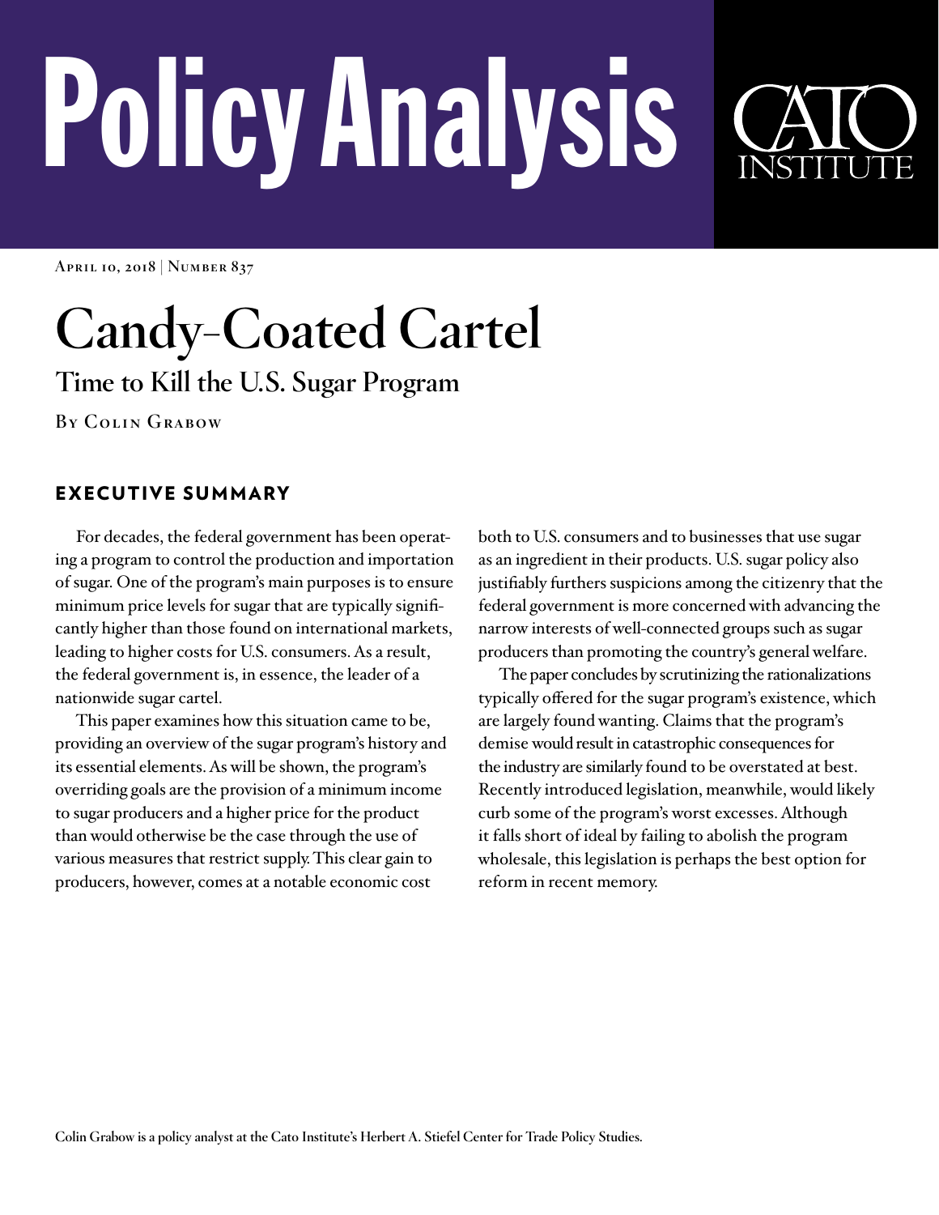# Policy Analysis

CATO INSTITUTE

April 10, 2018 | Number 837

# Candy-Coated Cartel

## Time to Kill the U.S. Sugar Program

By Colin Grabow

### EXECUTIVE SUMMARY

For decades, the federal government has been operating a program to control the production and importation of sugar. One of the program's main purposes is to ensure minimum price levels for sugar that are typically significantly higher than those found on international markets, leading to higher costs for U.S. consumers. As a result, the federal government is, in essence, the leader of a nationwide sugar cartel.

This paper examines how this situation came to be, providing an overview of the sugar program's history and its essential elements. As will be shown, the program's overriding goals are the provision of a minimum income to sugar producers and a higher price for the product than would otherwise be the case through the use of various measures that restrict supply. This clear gain to producers, however, comes at a notable economic cost both to U.S. consumers and to businesses that use sugar as an ingredient in their products. U.S. sugar policy also justifiably furthers suspicions among the citizenry that the federal government is more concerned with advancing the narrow interests of well-connected groups such as sugar producers than promoting the country's general welfare.

The paper concludes by scrutinizing the rationalizations typically offered for the sugar program's existence, which are largely found wanting. Claims that the program's demise would result in catastrophic consequences for the industry are similarly found to be overstated at best. Recently introduced legislation, meanwhile, would likely curb some of the program's worst excesses. Although it falls short of ideal by failing to abolish the program wholesale, this legislation is perhaps the best option for reform in recent memory.

Colin Grabow is a policy analyst at the Cato Institute's Herbert A. Stiefel Center for Trade Policy Studies.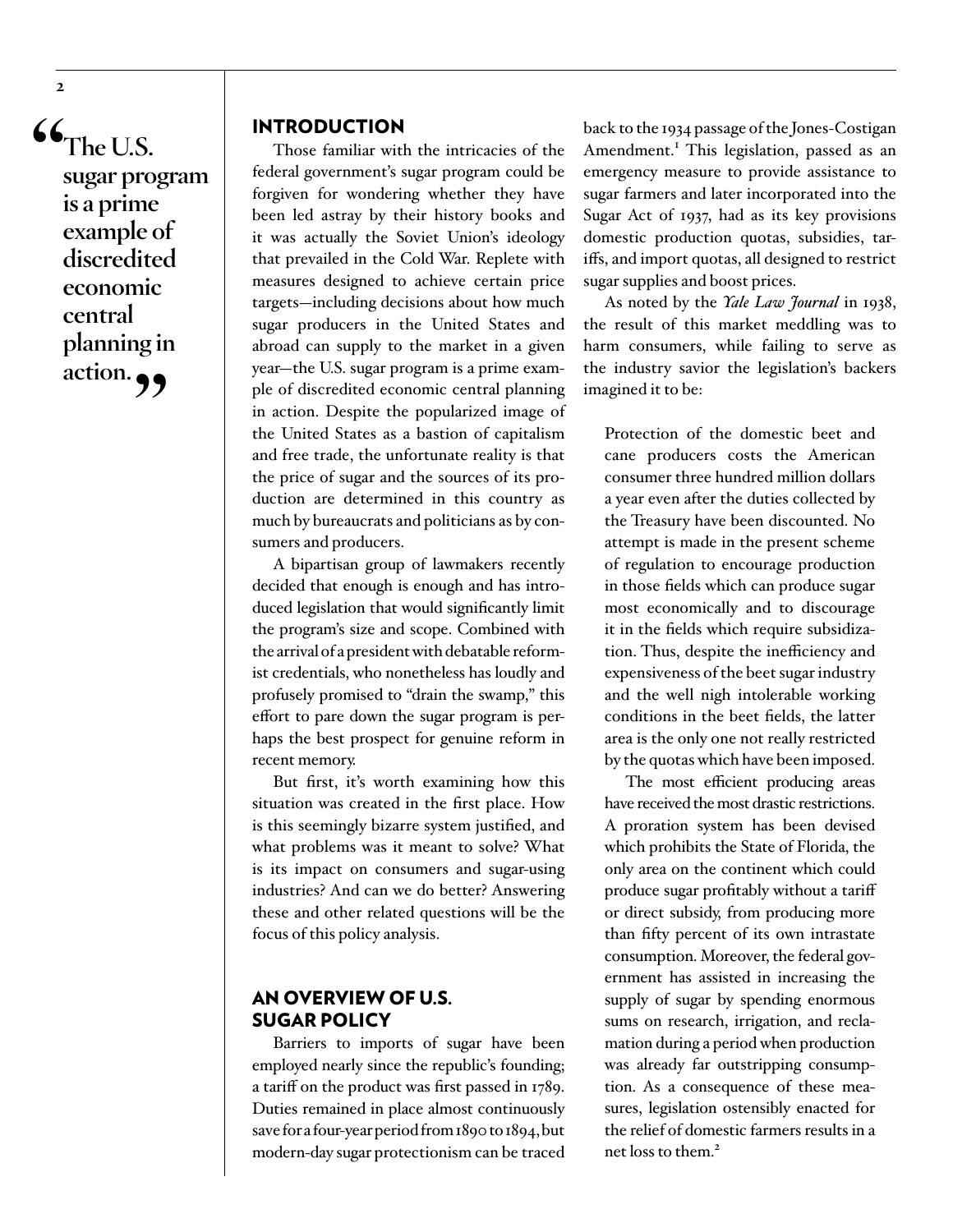> "The U.S. sugar program is a prime example of discredited economic central planning in action."

## INTRODUCTION

Those familiar with the intricacies of the federal government's sugar program could be forgiven for wondering whether they have been led astray by their history books and it was actually the Soviet Union's ideology that prevailed in the Cold War. Replete with measures designed to achieve certain price targets—including decisions about how much sugar producers in the United States and abroad can supply to the market in a given year—the U.S. sugar program is a prime example of discredited economic central planning in action. Despite the popularized image of the United States as a bastion of capitalism and free trade, the unfortunate reality is that the price of sugar and the sources of its production are determined in this country as much by bureaucrats and politicians as by consumers and producers.

A bipartisan group of lawmakers recently decided that enough is enough and has introduced legislation that would significantly limit the program's size and scope. Combined with the arrival of a president with debatable reformist credentials, who nonetheless has loudly and profusely promised to "drain the swamp," this effort to pare down the sugar program is perhaps the best prospect for genuine reform in recent memory.

But first, it's worth examining how this situation was created in the first place. How is this seemingly bizarre system justified, and what problems was it meant to solve? What is its impact on consumers and sugar-using industries? And can we do better? Answering these and other related questions will be the focus of this policy analysis.

## AN OVERVIEW OF U.S. SUGAR POLICY

Barriers to imports of sugar have been employed nearly since the republic's founding; a tariff on the product was first passed in 1789. Duties remained in place almost continuously save for a four-year period from 1890 to 1894, but modern-day sugar protectionism can be traced back to the 1934 passage of the Jones-Costigan Amendment.[1] This legislation, passed as an emergency measure to provide assistance to sugar farmers and later incorporated into the Sugar Act of 1937, had as its key provisions domestic production quotas, subsidies, tariffs, and import quotas, all designed to restrict sugar supplies and boost prices.

As noted by the *Yale Law Journal* in 1938, the result of this market meddling was to harm consumers, while failing to serve as the industry savior the legislation's backers imagined it to be:

> Protection of the domestic beet and cane producers costs the American consumer three hundred million dollars a year even after the duties collected by the Treasury have been discounted. No attempt is made in the present scheme of regulation to encourage production in those fields which can produce sugar most economically and to discourage it in the fields which require subsidization. Thus, despite the inefficiency and expensiveness of the beet sugar industry and the well nigh intolerable working conditions in the beet fields, the latter area is the only one not really restricted by the quotas which have been imposed.
>
> The most efficient producing areas have received the most drastic restrictions. A proration system has been devised which prohibits the State of Florida, the only area on the continent which could produce sugar profitably without a tariff or direct subsidy, from producing more than fifty percent of its own intrastate consumption. Moreover, the federal government has assisted in increasing the supply of sugar by spending enormous sums on research, irrigation, and reclamation during a period when production was already far outstripping consumption. As a consequence of these measures, legislation ostensibly enacted for the relief of domestic farmers results in a net loss to them.[2]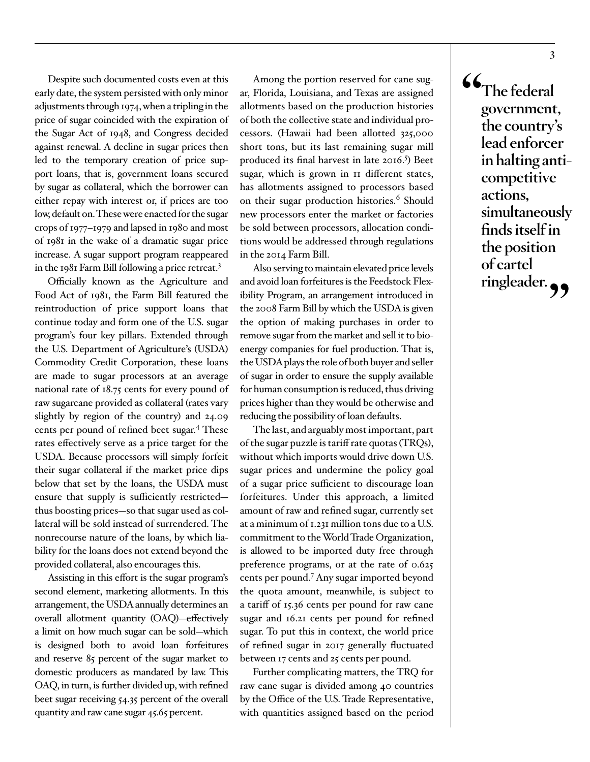Despite such documented costs even at this early date, the system persisted with only minor adjustments through 1974, when a tripling in the price of sugar coincided with the expiration of the Sugar Act of 1948, and Congress decided against renewal. A decline in sugar prices then led to the temporary creation of price support loans, that is, government loans secured by sugar as collateral, which the borrower can either repay with interest or, if prices are too low, default on. These were enacted for the sugar crops of 1977–1979 and lapsed in 1980 and most of 1981 in the wake of a dramatic sugar price increase. A sugar support program reappeared in the 1981 Farm Bill following a price retreat.[3]

Officially known as the Agriculture and Food Act of 1981, the Farm Bill featured the reintroduction of price support loans that continue today and form one of the U.S. sugar program's four key pillars. Extended through the U.S. Department of Agriculture's (USDA) Commodity Credit Corporation, these loans are made to sugar processors at an average national rate of 18.75 cents for every pound of raw sugarcane provided as collateral (rates vary slightly by region of the country) and 24.09 cents per pound of refined beet sugar.[4] These rates effectively serve as a price target for the USDA. Because processors will simply forfeit their sugar collateral if the market price dips below that set by the loans, the USDA must ensure that supply is sufficiently restricted—thus boosting prices—so that sugar used as collateral will be sold instead of surrendered. The nonrecourse nature of the loans, by which liability for the loans does not extend beyond the provided collateral, also encourages this.

Assisting in this effort is the sugar program's second element, marketing allotments. In this arrangement, the USDA annually determines an overall allotment quantity (OAQ)—effectively a limit on how much sugar can be sold—which is designed both to avoid loan forfeitures and reserve 85 percent of the sugar market to domestic producers as mandated by law. This OAQ, in turn, is further divided up, with refined beet sugar receiving 54.35 percent of the overall quantity and raw cane sugar 45.65 percent.

Among the portion reserved for cane sugar, Florida, Louisiana, and Texas are assigned allotments based on the production histories of both the collective state and individual processors. (Hawaii had been allotted 325,000 short tons, but its last remaining sugar mill produced its final harvest in late 2016.[5]) Beet sugar, which is grown in 11 different states, has allotments assigned to processors based on their sugar production histories.[6] Should new processors enter the market or factories be sold between processors, allocation conditions would be addressed through regulations in the 2014 Farm Bill.

Also serving to maintain elevated price levels and avoid loan forfeitures is the Feedstock Flexibility Program, an arrangement introduced in the 2008 Farm Bill by which the USDA is given the option of making purchases in order to remove sugar from the market and sell it to bioenergy companies for fuel production. That is, the USDA plays the role of both buyer and seller of sugar in order to ensure the supply available for human consumption is reduced, thus driving prices higher than they would be otherwise and reducing the possibility of loan defaults.

The last, and arguably most important, part of the sugar puzzle is tariff rate quotas (TRQs), without which imports would drive down U.S. sugar prices and undermine the policy goal of a sugar price sufficient to discourage loan forfeitures. Under this approach, a limited amount of raw and refined sugar, currently set at a minimum of 1.231 million tons due to a U.S. commitment to the World Trade Organization, is allowed to be imported duty free through preference programs, or at the rate of 0.625 cents per pound.[7] Any sugar imported beyond the quota amount, meanwhile, is subject to a tariff of 15.36 cents per pound for raw cane sugar and 16.21 cents per pound for refined sugar. To put this in context, the world price of refined sugar in 2017 generally fluctuated between 17 cents and 25 cents per pound.

Further complicating matters, the TRQ for raw cane sugar is divided among 40 countries by the Office of the U.S. Trade Representative, with quantities assigned based on the period

> **"The federal government, the country's lead enforcer in halting anti-competitive actions, simultaneously finds itself in the position of cartel ringleader."**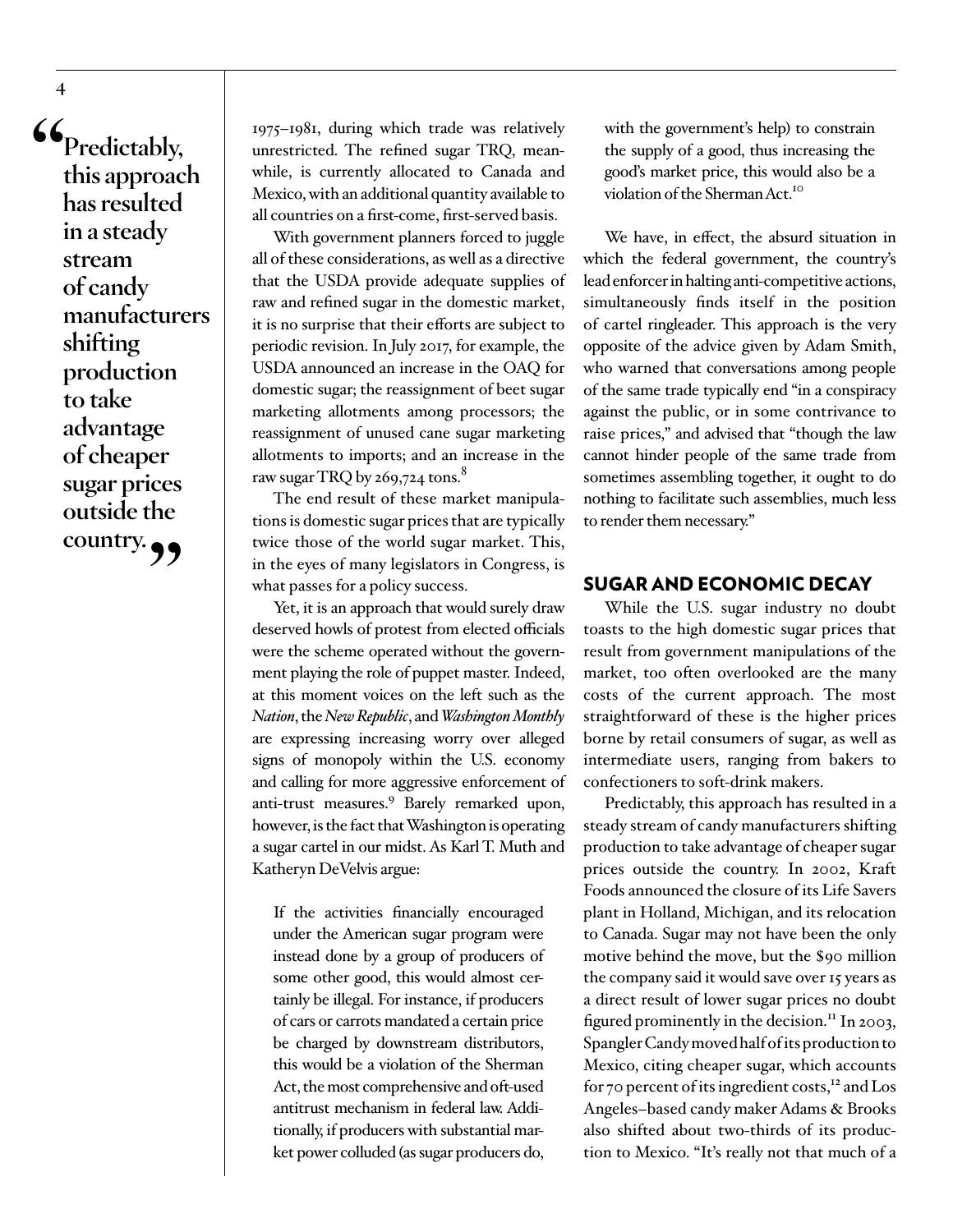> **"Predictably, this approach has resulted in a steady stream of candy manufacturers shifting production to take advantage of cheaper sugar prices outside the country."**

1975–1981, during which trade was relatively unrestricted. The refined sugar TRQ, meanwhile, is currently allocated to Canada and Mexico, with an additional quantity available to all countries on a first-come, first-served basis.

With government planners forced to juggle all of these considerations, as well as a directive that the USDA provide adequate supplies of raw and refined sugar in the domestic market, it is no surprise that their efforts are subject to periodic revision. In July 2017, for example, the USDA announced an increase in the OAQ for domestic sugar; the reassignment of beet sugar marketing allotments among processors; the reassignment of unused cane sugar marketing allotments to imports; and an increase in the raw sugar TRQ by 269,724 tons.[8]

The end result of these market manipulations is domestic sugar prices that are typically twice those of the world sugar market. This, in the eyes of many legislators in Congress, is what passes for a policy success.

Yet, it is an approach that would surely draw deserved howls of protest from elected officials were the scheme operated without the government playing the role of puppet master. Indeed, at this moment voices on the left such as the *Nation*, the *New Republic*, and *Washington Monthly* are expressing increasing worry over alleged signs of monopoly within the U.S. economy and calling for more aggressive enforcement of anti-trust measures.[9] Barely remarked upon, however, is the fact that Washington is operating a sugar cartel in our midst. As Karl T. Muth and Katheryn DeVelvis argue:

> If the activities financially encouraged under the American sugar program were instead done by a group of producers of some other good, this would almost certainly be illegal. For instance, if producers of cars or carrots mandated a certain price be charged by downstream distributors, this would be a violation of the Sherman Act, the most comprehensive and oft-used antitrust mechanism in federal law. Additionally, if producers with substantial market power colluded (as sugar producers do, with the government's help) to constrain the supply of a good, thus increasing the good's market price, this would also be a violation of the Sherman Act.[10]

We have, in effect, the absurd situation in which the federal government, the country's lead enforcer in halting anti-competitive actions, simultaneously finds itself in the position of cartel ringleader. This approach is the very opposite of the advice given by Adam Smith, who warned that conversations among people of the same trade typically end "in a conspiracy against the public, or in some contrivance to raise prices," and advised that "though the law cannot hinder people of the same trade from sometimes assembling together, it ought to do nothing to facilitate such assemblies, much less to render them necessary."

## SUGAR AND ECONOMIC DECAY

While the U.S. sugar industry no doubt toasts to the high domestic sugar prices that result from government manipulations of the market, too often overlooked are the many costs of the current approach. The most straightforward of these is the higher prices borne by retail consumers of sugar, as well as intermediate users, ranging from bakers to confectioners to soft-drink makers.

Predictably, this approach has resulted in a steady stream of candy manufacturers shifting production to take advantage of cheaper sugar prices outside the country. In 2002, Kraft Foods announced the closure of its Life Savers plant in Holland, Michigan, and its relocation to Canada. Sugar may not have been the only motive behind the move, but the $90 million the company said it would save over 15 years as a direct result of lower sugar prices no doubt figured prominently in the decision.[11] In 2003, Spangler Candy moved half of its production to Mexico, citing cheaper sugar, which accounts for 70 percent of its ingredient costs,[12] and Los Angeles–based candy maker Adams & Brooks also shifted about two-thirds of its production to Mexico. "It's really not that much of a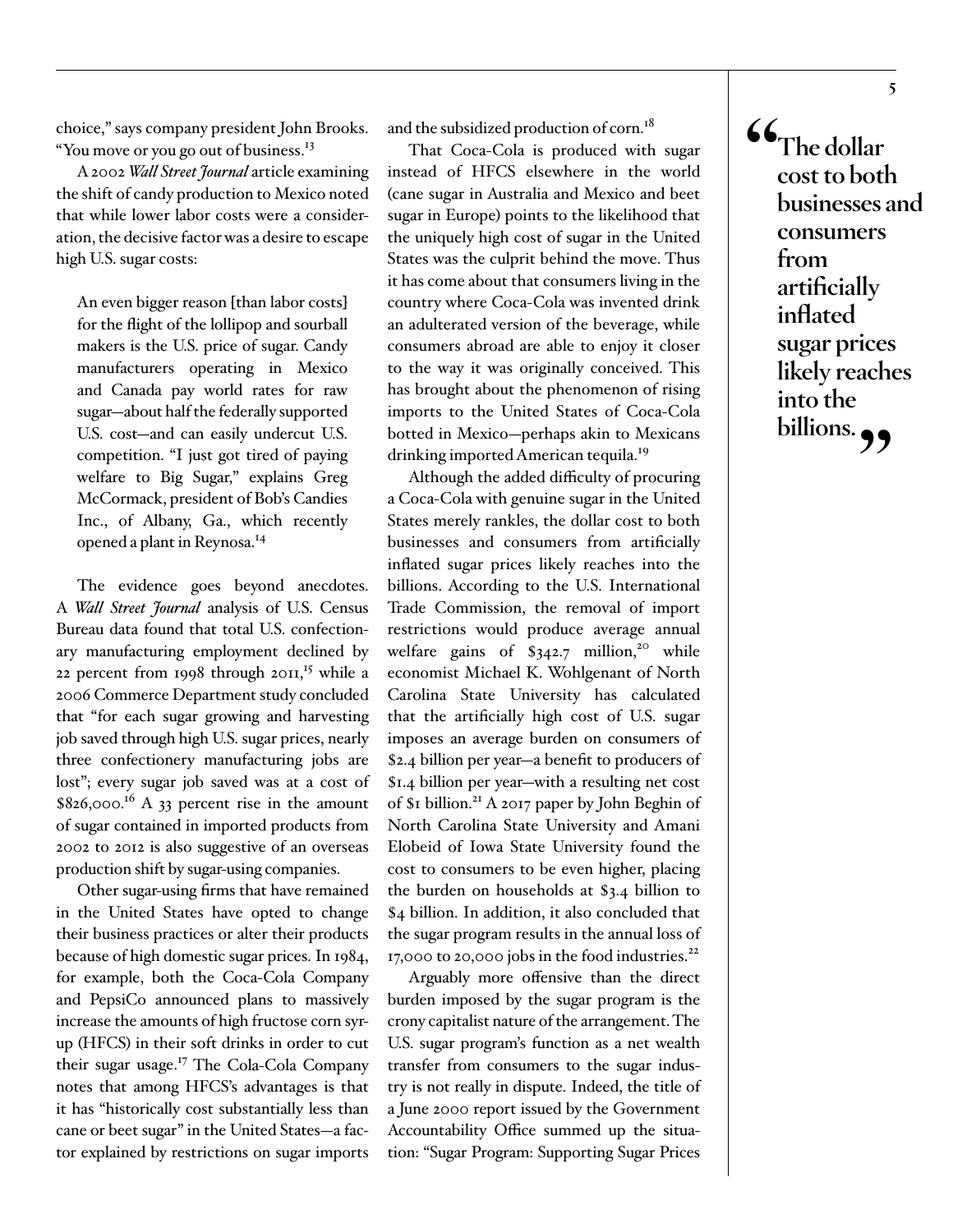choice," says company president John Brooks. "You move or you go out of business.[13]

A 2002 *Wall Street Journal* article examining the shift of candy production to Mexico noted that while lower labor costs were a consideration, the decisive factor was a desire to escape high U.S. sugar costs:

> An even bigger reason [than labor costs] for the flight of the lollipop and sourball makers is the U.S. price of sugar. Candy manufacturers operating in Mexico and Canada pay world rates for raw sugar—about half the federally supported U.S. cost—and can easily undercut U.S. competition. "I just got tired of paying welfare to Big Sugar," explains Greg McCormack, president of Bob's Candies Inc., of Albany, Ga., which recently opened a plant in Reynosa.[14]

The evidence goes beyond anecdotes. A *Wall Street Journal* analysis of U.S. Census Bureau data found that total U.S. confectionary manufacturing employment declined by 22 percent from 1998 through 2011,[15] while a 2006 Commerce Department study concluded that "for each sugar growing and harvesting job saved through high U.S. sugar prices, nearly three confectionery manufacturing jobs are lost"; every sugar job saved was at a cost of $826,000.[16] A 33 percent rise in the amount of sugar contained in imported products from 2002 to 2012 is also suggestive of an overseas production shift by sugar-using companies.

Other sugar-using firms that have remained in the United States have opted to change their business practices or alter their products because of high domestic sugar prices. In 1984, for example, both the Coca-Cola Company and PepsiCo announced plans to massively increase the amounts of high fructose corn syrup (HFCS) in their soft drinks in order to cut their sugar usage.[17] The Cola-Cola Company notes that among HFCS's advantages is that it has "historically cost substantially less than cane or beet sugar" in the United States—a factor explained by restrictions on sugar imports and the subsidized production of corn.[18]

That Coca-Cola is produced with sugar instead of HFCS elsewhere in the world (cane sugar in Australia and Mexico and beet sugar in Europe) points to the likelihood that the uniquely high cost of sugar in the United States was the culprit behind the move. Thus it has come about that consumers living in the country where Coca-Cola was invented drink an adulterated version of the beverage, while consumers abroad are able to enjoy it closer to the way it was originally conceived. This has brought about the phenomenon of rising imports to the United States of Coca-Cola botted in Mexico—perhaps akin to Mexicans drinking imported American tequila.[19]

Although the added difficulty of procuring a Coca-Cola with genuine sugar in the United States merely rankles, the dollar cost to both businesses and consumers from artificially inflated sugar prices likely reaches into the billions. According to the U.S. International Trade Commission, the removal of import restrictions would produce average annual welfare gains of $342.7 million,[20] while economist Michael K. Wohlgenant of North Carolina State University has calculated that the artificially high cost of U.S. sugar imposes an average burden on consumers of $2.4 billion per year—a benefit to producers of $1.4 billion per year—with a resulting net cost of $1 billion.[21] A 2017 paper by John Beghin of North Carolina State University and Amani Elobeid of Iowa State University found the cost to consumers to be even higher, placing the burden on households at $3.4 billion to $4 billion. In addition, it also concluded that the sugar program results in the annual loss of 17,000 to 20,000 jobs in the food industries.[22]

Arguably more offensive than the direct burden imposed by the sugar program is the crony capitalist nature of the arrangement. The U.S. sugar program's function as a net wealth transfer from consumers to the sugar industry is not really in dispute. Indeed, the title of a June 2000 report issued by the Government Accountability Office summed up the situation: "Sugar Program: Supporting Sugar Prices

> **"The dollar cost to both businesses and consumers from artificially inflated sugar prices likely reaches into the billions."**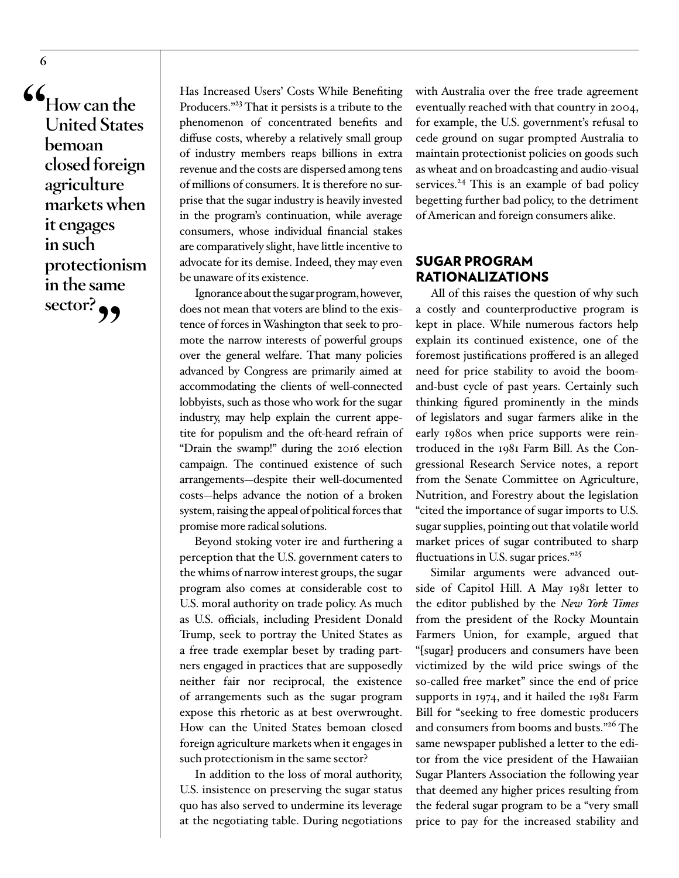> "How can the United States bemoan closed foreign agriculture markets when it engages in such protectionism in the same sector?"

Has Increased Users' Costs While Benefiting Producers."[23] That it persists is a tribute to the phenomenon of concentrated benefits and diffuse costs, whereby a relatively small group of industry members reaps billions in extra revenue and the costs are dispersed among tens of millions of consumers. It is therefore no surprise that the sugar industry is heavily invested in the program's continuation, while average consumers, whose individual financial stakes are comparatively slight, have little incentive to advocate for its demise. Indeed, they may even be unaware of its existence.

Ignorance about the sugar program, however, does not mean that voters are blind to the existence of forces in Washington that seek to promote the narrow interests of powerful groups over the general welfare. That many policies advanced by Congress are primarily aimed at accommodating the clients of well-connected lobbyists, such as those who work for the sugar industry, may help explain the current appetite for populism and the oft-heard refrain of "Drain the swamp!" during the 2016 election campaign. The continued existence of such arrangements—despite their well-documented costs—helps advance the notion of a broken system, raising the appeal of political forces that promise more radical solutions.

Beyond stoking voter ire and furthering a perception that the U.S. government caters to the whims of narrow interest groups, the sugar program also comes at considerable cost to U.S. moral authority on trade policy. As much as U.S. officials, including President Donald Trump, seek to portray the United States as a free trade exemplar beset by trading partners engaged in practices that are supposedly neither fair nor reciprocal, the existence of arrangements such as the sugar program expose this rhetoric as at best overwrought. How can the United States bemoan closed foreign agriculture markets when it engages in such protectionism in the same sector?

In addition to the loss of moral authority, U.S. insistence on preserving the sugar status quo has also served to undermine its leverage at the negotiating table. During negotiations with Australia over the free trade agreement eventually reached with that country in 2004, for example, the U.S. government's refusal to cede ground on sugar prompted Australia to maintain protectionist policies on goods such as wheat and on broadcasting and audio-visual services.[24] This is an example of bad policy begetting further bad policy, to the detriment of American and foreign consumers alike.

## SUGAR PROGRAM RATIONALIZATIONS

All of this raises the question of why such a costly and counterproductive program is kept in place. While numerous factors help explain its continued existence, one of the foremost justifications proffered is an alleged need for price stability to avoid the boom-and-bust cycle of past years. Certainly such thinking figured prominently in the minds of legislators and sugar farmers alike in the early 1980s when price supports were reintroduced in the 1981 Farm Bill. As the Congressional Research Service notes, a report from the Senate Committee on Agriculture, Nutrition, and Forestry about the legislation "cited the importance of sugar imports to U.S. sugar supplies, pointing out that volatile world market prices of sugar contributed to sharp fluctuations in U.S. sugar prices."[25]

Similar arguments were advanced outside of Capitol Hill. A May 1981 letter to the editor published by the *New York Times* from the president of the Rocky Mountain Farmers Union, for example, argued that "[sugar] producers and consumers have been victimized by the wild price swings of the so-called free market" since the end of price supports in 1974, and it hailed the 1981 Farm Bill for "seeking to free domestic producers and consumers from booms and busts."[26] The same newspaper published a letter to the editor from the vice president of the Hawaiian Sugar Planters Association the following year that deemed any higher prices resulting from the federal sugar program to be a "very small price to pay for the increased stability and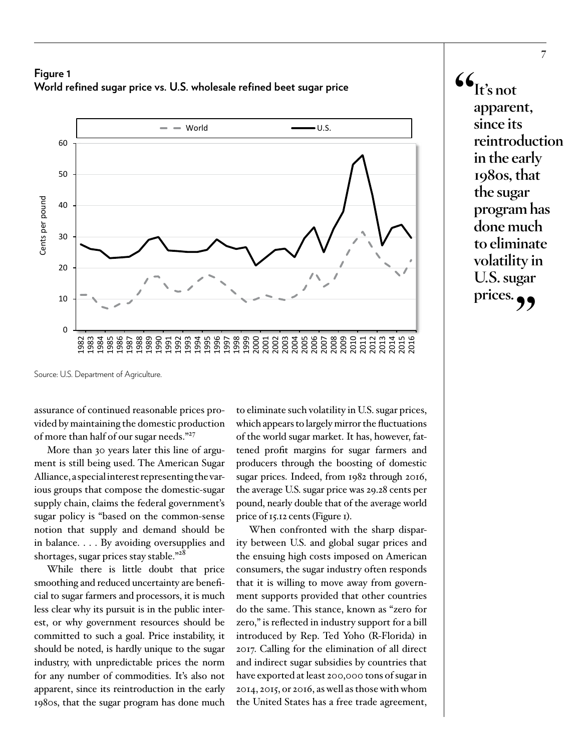**Figure 1**
**World refined sugar price vs. U.S. wholesale refined beet sugar price**

Source: U.S. Department of Agriculture.

assurance of continued reasonable prices provided by maintaining the domestic production of more than half of our sugar needs."[27]

More than 30 years later this line of argument is still being used. The American Sugar Alliance, a special interest representing the various groups that compose the domestic-sugar supply chain, claims the federal government's sugar policy is "based on the common-sense notion that supply and demand should be in balance. . . . By avoiding oversupplies and shortages, sugar prices stay stable."[28]

While there is little doubt that price smoothing and reduced uncertainty are beneficial to sugar farmers and processors, it is much less clear why its pursuit is in the public interest, or why government resources should be committed to such a goal. Price instability, it should be noted, is hardly unique to the sugar industry, with unpredictable prices the norm for any number of commodities. It's also not apparent, since its reintroduction in the early 1980s, that the sugar program has done much to eliminate such volatility in U.S. sugar prices, which appears to largely mirror the fluctuations of the world sugar market. It has, however, fattened profit margins for sugar farmers and producers through the boosting of domestic sugar prices. Indeed, from 1982 through 2016, the average U.S. sugar price was 29.28 cents per pound, nearly double that of the average world price of 15.12 cents (Figure 1).

When confronted with the sharp disparity between U.S. and global sugar prices and the ensuing high costs imposed on American consumers, the sugar industry often responds that it is willing to move away from government supports provided that other countries do the same. This stance, known as "zero for zero," is reflected in industry support for a bill introduced by Rep. Ted Yoho (R-Florida) in 2017. Calling for the elimination of all direct and indirect sugar subsidies by countries that have exported at least 200,000 tons of sugar in 2014, 2015, or 2016, as well as those with whom the United States has a free trade agreement,

> **"It's not apparent, since its reintroduction in the early 1980s, that the sugar program has done much to eliminate volatility in U.S. sugar prices."**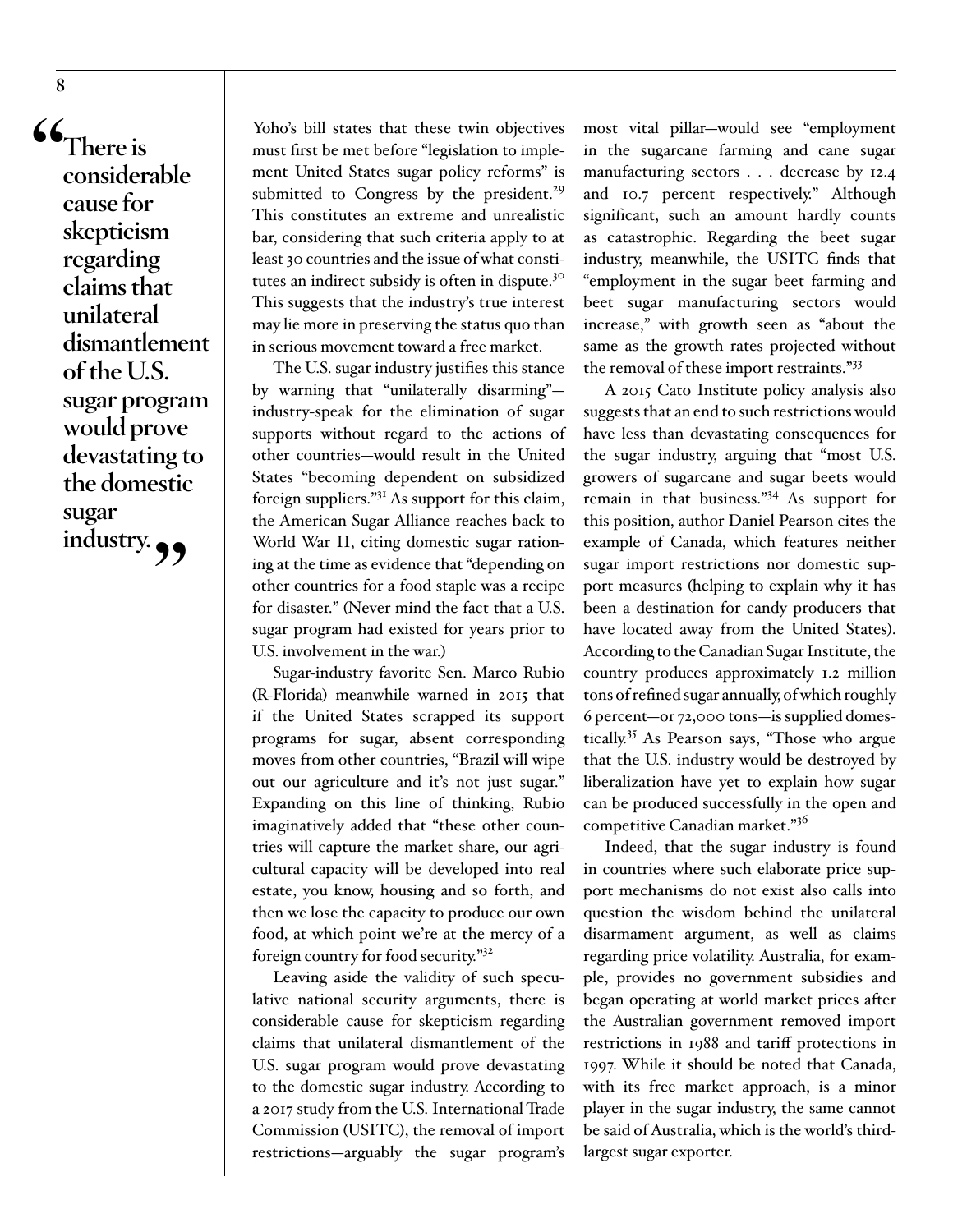> "There is considerable cause for skepticism regarding claims that unilateral dismantlement of the U.S. sugar program would prove devastating to the domestic sugar industry."

Yoho's bill states that these twin objectives must first be met before "legislation to implement United States sugar policy reforms" is submitted to Congress by the president.[29] This constitutes an extreme and unrealistic bar, considering that such criteria apply to at least 30 countries and the issue of what constitutes an indirect subsidy is often in dispute.[30] This suggests that the industry's true interest may lie more in preserving the status quo than in serious movement toward a free market.

The U.S. sugar industry justifies this stance by warning that "unilaterally disarming"—industry-speak for the elimination of sugar supports without regard to the actions of other countries—would result in the United States "becoming dependent on subsidized foreign suppliers."[31] As support for this claim, the American Sugar Alliance reaches back to World War II, citing domestic sugar rationing at the time as evidence that "depending on other countries for a food staple was a recipe for disaster." (Never mind the fact that a U.S. sugar program had existed for years prior to U.S. involvement in the war.)

Sugar-industry favorite Sen. Marco Rubio (R-Florida) meanwhile warned in 2015 that if the United States scrapped its support programs for sugar, absent corresponding moves from other countries, "Brazil will wipe out our agriculture and it's not just sugar." Expanding on this line of thinking, Rubio imaginatively added that "these other countries will capture the market share, our agricultural capacity will be developed into real estate, you know, housing and so forth, and then we lose the capacity to produce our own food, at which point we're at the mercy of a foreign country for food security."[32]

Leaving aside the validity of such speculative national security arguments, there is considerable cause for skepticism regarding claims that unilateral dismantlement of the U.S. sugar program would prove devastating to the domestic sugar industry. According to a 2017 study from the U.S. International Trade Commission (USITC), the removal of import restrictions—arguably the sugar program's most vital pillar—would see "employment in the sugarcane farming and cane sugar manufacturing sectors . . . decrease by 12.4 and 10.7 percent respectively." Although significant, such an amount hardly counts as catastrophic. Regarding the beet sugar industry, meanwhile, the USITC finds that "employment in the sugar beet farming and beet sugar manufacturing sectors would increase," with growth seen as "about the same as the growth rates projected without the removal of these import restraints."[33]

A 2015 Cato Institute policy analysis also suggests that an end to such restrictions would have less than devastating consequences for the sugar industry, arguing that "most U.S. growers of sugarcane and sugar beets would remain in that business."[34] As support for this position, author Daniel Pearson cites the example of Canada, which features neither sugar import restrictions nor domestic support measures (helping to explain why it has been a destination for candy producers that have located away from the United States). According to the Canadian Sugar Institute, the country produces approximately 1.2 million tons of refined sugar annually, of which roughly 6 percent—or 72,000 tons—is supplied domestically.[35] As Pearson says, "Those who argue that the U.S. industry would be destroyed by liberalization have yet to explain how sugar can be produced successfully in the open and competitive Canadian market."[36]

Indeed, that the sugar industry is found in countries where such elaborate price support mechanisms do not exist also calls into question the wisdom behind the unilateral disarmament argument, as well as claims regarding price volatility. Australia, for example, provides no government subsidies and began operating at world market prices after the Australian government removed import restrictions in 1988 and tariff protections in 1997. While it should be noted that Canada, with its free market approach, is a minor player in the sugar industry, the same cannot be said of Australia, which is the world's third-largest sugar exporter.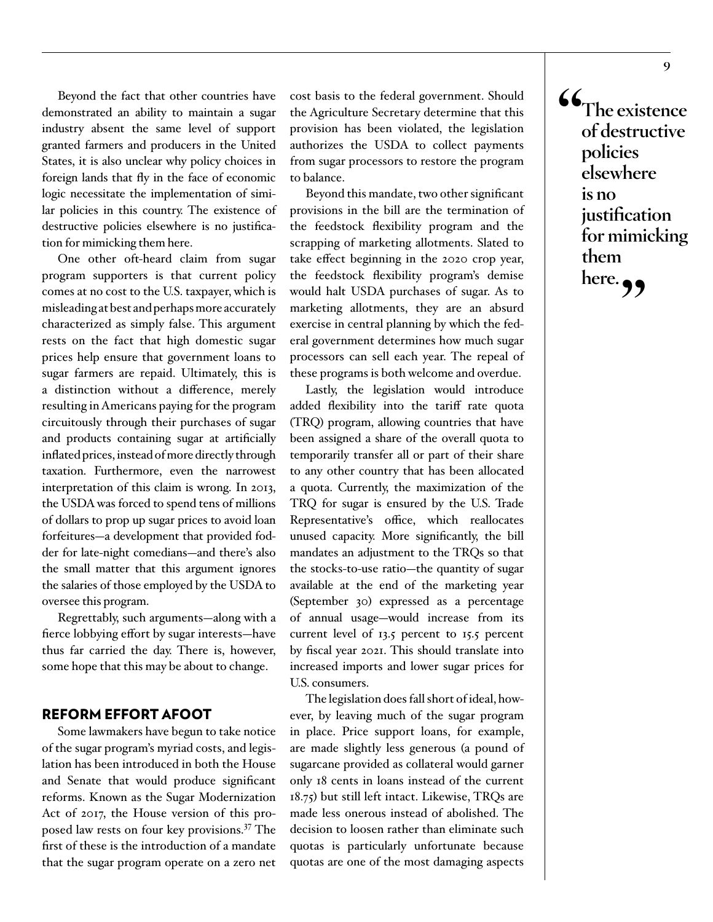Beyond the fact that other countries have demonstrated an ability to maintain a sugar industry absent the same level of support granted farmers and producers in the United States, it is also unclear why policy choices in foreign lands that fly in the face of economic logic necessitate the implementation of similar policies in this country. The existence of destructive policies elsewhere is no justification for mimicking them here.

One other oft-heard claim from sugar program supporters is that current policy comes at no cost to the U.S. taxpayer, which is misleading at best and perhaps more accurately characterized as simply false. This argument rests on the fact that high domestic sugar prices help ensure that government loans to sugar farmers are repaid. Ultimately, this is a distinction without a difference, merely resulting in Americans paying for the program circuitously through their purchases of sugar and products containing sugar at artificially inflated prices, instead of more directly through taxation. Furthermore, even the narrowest interpretation of this claim is wrong. In 2013, the USDA was forced to spend tens of millions of dollars to prop up sugar prices to avoid loan forfeitures—a development that provided fodder for late-night comedians—and there's also the small matter that this argument ignores the salaries of those employed by the USDA to oversee this program.

Regrettably, such arguments—along with a fierce lobbying effort by sugar interests—have thus far carried the day. There is, however, some hope that this may be about to change.

## REFORM EFFORT AFOOT

Some lawmakers have begun to take notice of the sugar program's myriad costs, and legislation has been introduced in both the House and Senate that would produce significant reforms. Known as the Sugar Modernization Act of 2017, the House version of this proposed law rests on four key provisions.[37] The first of these is the introduction of a mandate that the sugar program operate on a zero net cost basis to the federal government. Should the Agriculture Secretary determine that this provision has been violated, the legislation authorizes the USDA to collect payments from sugar processors to restore the program to balance.

Beyond this mandate, two other significant provisions in the bill are the termination of the feedstock flexibility program and the scrapping of marketing allotments. Slated to take effect beginning in the 2020 crop year, the feedstock flexibility program's demise would halt USDA purchases of sugar. As to marketing allotments, they are an absurd exercise in central planning by which the federal government determines how much sugar processors can sell each year. The repeal of these programs is both welcome and overdue.

Lastly, the legislation would introduce added flexibility into the tariff rate quota (TRQ) program, allowing countries that have been assigned a share of the overall quota to temporarily transfer all or part of their share to any other country that has been allocated a quota. Currently, the maximization of the TRQ for sugar is ensured by the U.S. Trade Representative's office, which reallocates unused capacity. More significantly, the bill mandates an adjustment to the TRQs so that the stocks-to-use ratio—the quantity of sugar available at the end of the marketing year (September 30) expressed as a percentage of annual usage—would increase from its current level of 13.5 percent to 15.5 percent by fiscal year 2021. This should translate into increased imports and lower sugar prices for U.S. consumers.

The legislation does fall short of ideal, however, by leaving much of the sugar program in place. Price support loans, for example, are made slightly less generous (a pound of sugarcane provided as collateral would garner only 18 cents in loans instead of the current 18.75) but still left intact. Likewise, TRQs are made less onerous instead of abolished. The decision to loosen rather than eliminate such quotas is particularly unfortunate because quotas are one of the most damaging aspects

> **"The existence of destructive policies elsewhere is no justification for mimicking them here."**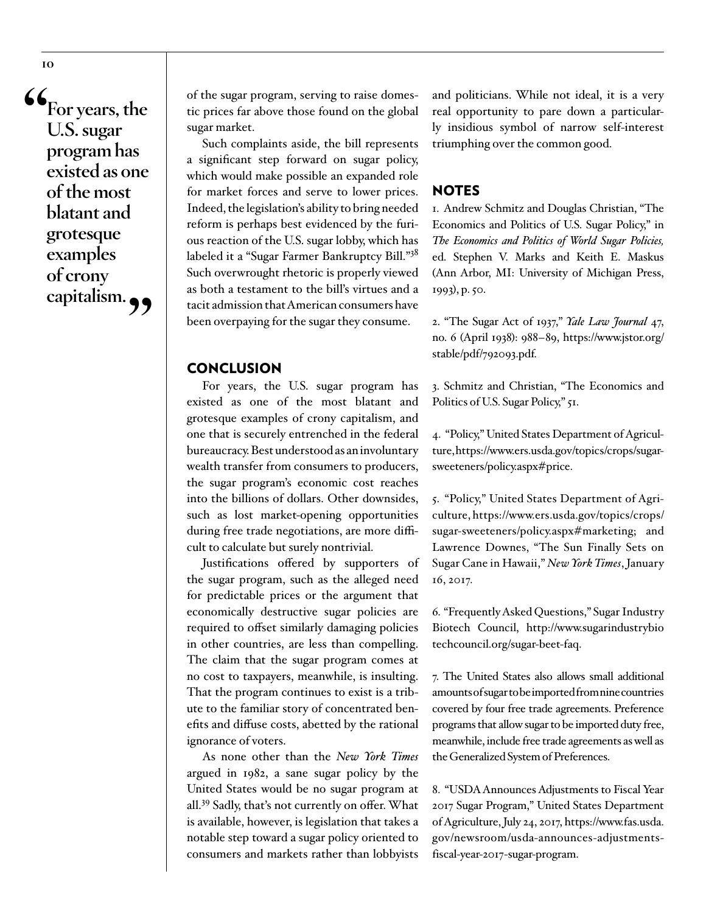> "For years, the U.S. sugar program has existed as one of the most blatant and grotesque examples of crony capitalism."

of the sugar program, serving to raise domestic prices far above those found on the global sugar market.

Such complaints aside, the bill represents a significant step forward on sugar policy, which would make possible an expanded role for market forces and serve to lower prices. Indeed, the legislation's ability to bring needed reform is perhaps best evidenced by the furious reaction of the U.S. sugar lobby, which has labeled it a "Sugar Farmer Bankruptcy Bill."[38] Such overwrought rhetoric is properly viewed as both a testament to the bill's virtues and a tacit admission that American consumers have been overpaying for the sugar they consume.

## CONCLUSION

For years, the U.S. sugar program has existed as one of the most blatant and grotesque examples of crony capitalism, and one that is securely entrenched in the federal bureaucracy. Best understood as an involuntary wealth transfer from consumers to producers, the sugar program's economic cost reaches into the billions of dollars. Other downsides, such as lost market-opening opportunities during free trade negotiations, are more difficult to calculate but surely nontrivial.

Justifications offered by supporters of the sugar program, such as the alleged need for predictable prices or the argument that economically destructive sugar policies are required to offset similarly damaging policies in other countries, are less than compelling. The claim that the sugar program comes at no cost to taxpayers, meanwhile, is insulting. That the program continues to exist is a tribute to the familiar story of concentrated benefits and diffuse costs, abetted by the rational ignorance of voters.

As none other than the *New York Times* argued in 1982, a sane sugar policy by the United States would be no sugar program at all.[39] Sadly, that's not currently on offer. What is available, however, is legislation that takes a notable step toward a sugar policy oriented to consumers and markets rather than lobbyists and politicians. While not ideal, it is a very real opportunity to pare down a particularly insidious symbol of narrow self-interest triumphing over the common good.

## NOTES

1. Andrew Schmitz and Douglas Christian, "The Economics and Politics of U.S. Sugar Policy," in *The Economics and Politics of World Sugar Policies,* ed. Stephen V. Marks and Keith E. Maskus (Ann Arbor, MI: University of Michigan Press, 1993), p. 50.

2. "The Sugar Act of 1937," *Yale Law Journal* 47, no. 6 (April 1938): 988–89, https://www.jstor.org/stable/pdf/792093.pdf.

3. Schmitz and Christian, "The Economics and Politics of U.S. Sugar Policy," 51.

4. "Policy," United States Department of Agriculture, https://www.ers.usda.gov/topics/crops/sugar-sweeteners/policy.aspx#price.

5. "Policy," United States Department of Agriculture, https://www.ers.usda.gov/topics/crops/sugar-sweeteners/policy.aspx#marketing; and Lawrence Downes, "The Sun Finally Sets on Sugar Cane in Hawaii," *New York Times*, January 16, 2017.

6. "Frequently Asked Questions," Sugar Industry Biotech Council, http://www.sugarindustrybiotechcouncil.org/sugar-beet-faq.

7. The United States also allows small additional amounts of sugar to be imported from nine countries covered by four free trade agreements. Preference programs that allow sugar to be imported duty free, meanwhile, include free trade agreements as well as the Generalized System of Preferences.

8. "USDA Announces Adjustments to Fiscal Year 2017 Sugar Program," United States Department of Agriculture, July 24, 2017, https://www.fas.usda.gov/newsroom/usda-announces-adjustments-fiscal-year-2017-sugar-program.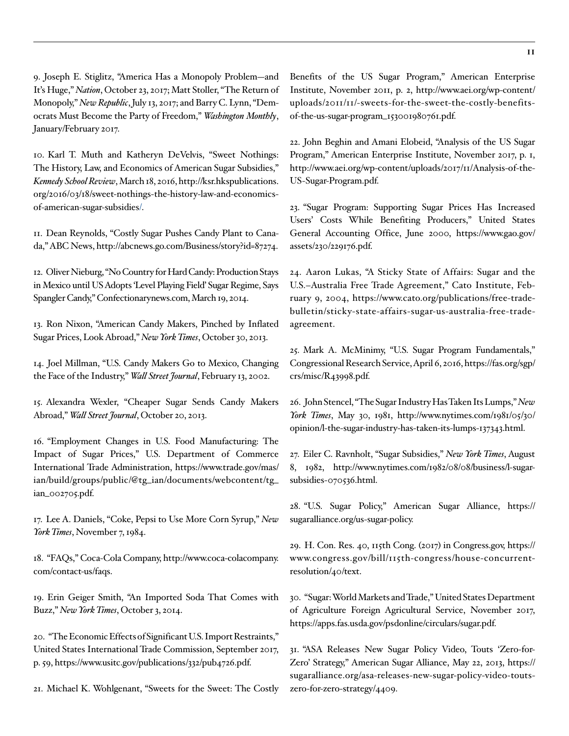9. Joseph E. Stiglitz, "America Has a Monopoly Problem—and It's Huge," *Nation*, October 23, 2017; Matt Stoller, "The Return of Monopoly," *New Republic*, July 13, 2017; and Barry C. Lynn, "Democrats Must Become the Party of Freedom," *Washington Monthly*, January/February 2017.

10. Karl T. Muth and Katheryn DeVelvis, "Sweet Nothings: The History, Law, and Economics of American Sugar Subsidies," *Kennedy School Review*, March 18, 2016, http://ksr.hkspublications.org/2016/03/18/sweet-nothings-the-history-law-and-economics-of-american-sugar-subsidies/.

11. Dean Reynolds, "Costly Sugar Pushes Candy Plant to Canada," ABC News, http://abcnews.go.com/Business/story?id=87274.

12. Oliver Nieburg, "No Country for Hard Candy: Production Stays in Mexico until US Adopts 'Level Playing Field' Sugar Regime, Says Spangler Candy," Confectionarynews.com, March 19, 2014.

13. Ron Nixon, "American Candy Makers, Pinched by Inflated Sugar Prices, Look Abroad," *New York Times*, October 30, 2013.

14. Joel Millman, "U.S. Candy Makers Go to Mexico, Changing the Face of the Industry," *Wall Street Journal*, February 13, 2002.

15. Alexandra Wexler, "Cheaper Sugar Sends Candy Makers Abroad," *Wall Street Journal*, October 20, 2013.

16. "Employment Changes in U.S. Food Manufacturing: The Impact of Sugar Prices," U.S. Department of Commerce International Trade Administration, https://www.trade.gov/mas/ian/build/groups/public/@tg_ian/documents/webcontent/tg_ian_002705.pdf.

17. Lee A. Daniels, "Coke, Pepsi to Use More Corn Syrup," *New York Times*, November 7, 1984.

18. "FAQs," Coca-Cola Company, http://www.coca-colacompany.com/contact-us/faqs.

19. Erin Geiger Smith, "An Imported Soda That Comes with Buzz," *New York Times*, October 3, 2014.

20. "The Economic Effects of Significant U.S. Import Restraints," United States International Trade Commission, September 2017, p. 59, https://www.usitc.gov/publications/332/pub4726.pdf.

21. Michael K. Wohlgenant, "Sweets for the Sweet: The Costly Benefits of the US Sugar Program," American Enterprise Institute, November 2011, p. 2, http://www.aei.org/wp-content/uploads/2011/11/-sweets-for-the-sweet-the-costly-benefits-of-the-us-sugar-program_153001980761.pdf.

22. John Beghin and Amani Elobeid, "Analysis of the US Sugar Program," American Enterprise Institute, November 2017, p. 1, http://www.aei.org/wp-content/uploads/2017/11/Analysis-of-the-US-Sugar-Program.pdf.

23. "Sugar Program: Supporting Sugar Prices Has Increased Users' Costs While Benefiting Producers," United States General Accounting Office, June 2000, https://www.gao.gov/assets/230/229176.pdf.

24. Aaron Lukas, "A Sticky State of Affairs: Sugar and the U.S.–Australia Free Trade Agreement," Cato Institute, February 9, 2004, https://www.cato.org/publications/free-trade-bulletin/sticky-state-affairs-sugar-us-australia-free-trade-agreement.

25. Mark A. McMinimy, "U.S. Sugar Program Fundamentals," Congressional Research Service, April 6, 2016, https://fas.org/sgp/crs/misc/R43998.pdf.

26. John Stencel, "The Sugar Industry Has Taken Its Lumps," *New York Times*, May 30, 1981, http://www.nytimes.com/1981/05/30/opinion/l-the-sugar-industry-has-taken-its-lumps-137343.html.

27. Eiler C. Ravnholt, "Sugar Subsidies," *New York Times*, August 8, 1982, http://www.nytimes.com/1982/08/08/business/l-sugar-subsidies-070536.html.

28. "U.S. Sugar Policy," American Sugar Alliance, https://sugaralliance.org/us-sugar-policy.

29. H. Con. Res. 40, 115th Cong. (2017) in Congress.gov, https://www.congress.gov/bill/115th-congress/house-concurrent-resolution/40/text.

30. "Sugar: World Markets and Trade," United States Department of Agriculture Foreign Agricultural Service, November 2017, https://apps.fas.usda.gov/psdonline/circulars/sugar.pdf.

31. "ASA Releases New Sugar Policy Video, Touts 'Zero-for-Zero' Strategy," American Sugar Alliance, May 22, 2013, https://sugaralliance.org/asa-releases-new-sugar-policy-video-touts-zero-for-zero-strategy/4409.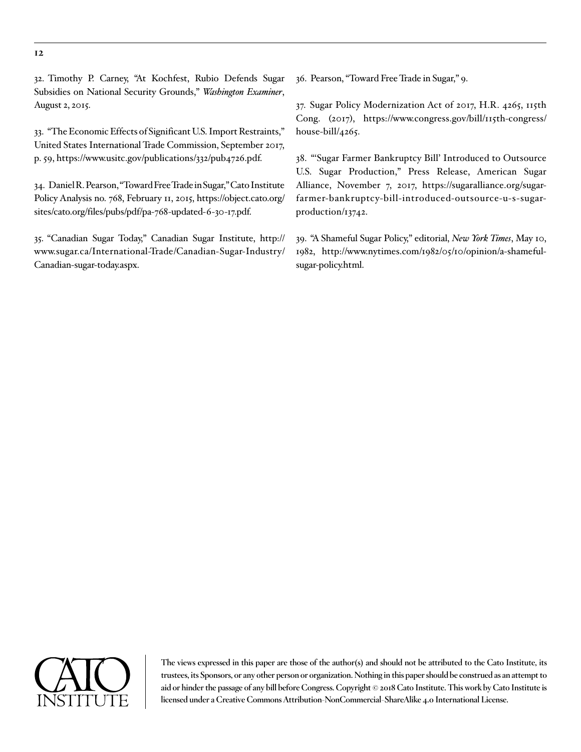32. Timothy P. Carney, "At Kochfest, Rubio Defends Sugar Subsidies on National Security Grounds," *Washington Examiner*, August 2, 2015.

33. "The Economic Effects of Significant U.S. Import Restraints," United States International Trade Commission, September 2017, p. 59, https://www.usitc.gov/publications/332/pub4726.pdf.

34. Daniel R. Pearson, "Toward Free Trade in Sugar," Cato Institute Policy Analysis no. 768, February 11, 2015, https://object.cato.org/sites/cato.org/files/pubs/pdf/pa-768-updated-6-30-17.pdf.

35. "Canadian Sugar Today," Canadian Sugar Institute, http://www.sugar.ca/International-Trade/Canadian-Sugar-Industry/Canadian-sugar-today.aspx.

36. Pearson, "Toward Free Trade in Sugar," 9.

37. Sugar Policy Modernization Act of 2017, H.R. 4265, 115th Cong. (2017), https://www.congress.gov/bill/115th-congress/house-bill/4265.

38. "'Sugar Farmer Bankruptcy Bill' Introduced to Outsource U.S. Sugar Production," Press Release, American Sugar Alliance, November 7, 2017, https://sugaralliance.org/sugar-farmer-bankruptcy-bill-introduced-outsource-u-s-sugar-production/13742.

39. "A Shameful Sugar Policy," editorial, *New York Times*, May 10, 1982, http://www.nytimes.com/1982/05/10/opinion/a-shameful-sugar-policy.html.

CATO INSTITUTE

**The views expressed in this paper are those of the author(s) and should not be attributed to the Cato Institute, its trustees, its Sponsors, or any other person or organization. Nothing in this paper should be construed as an attempt to aid or hinder the passage of any bill before Congress. Copyright © 2018 Cato Institute. This work by Cato Institute is licensed under a Creative Commons Attribution-NonCommercial-ShareAlike 4.0 International License.**